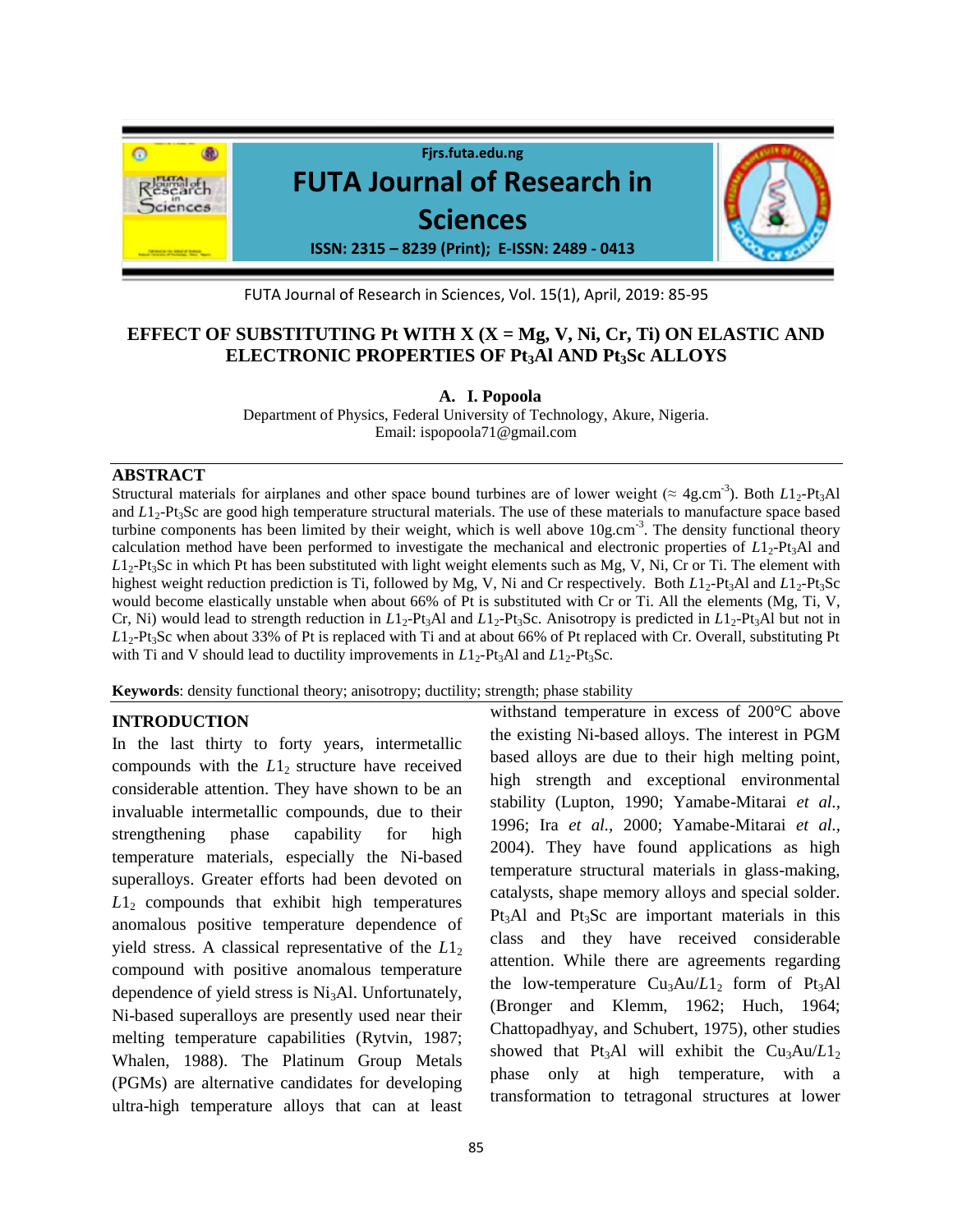# EFFECT OF SUBSTITUTING Pt WITH X (X = Mg, V, Ni, Cr, Ti) ON ELASTIC AND ELECTRONIC PROPERTIES OF $Pt_3Al$ AND $Pt_3Sc$ ALLOYS

**A. I. Popoola**

Department of Physics, Federal University of Technology, Akure, Nigeria.
Email: ispopoola71@gmail.com

## ABSTRACT

Structural materials for airplanes and other space bound turbines are of lower weight (≈ 4g.cm$^{-3}$). Both $L1_2$-$Pt_3Al$ and $L1_2$-$Pt_3Sc$ are good high temperature structural materials. The use of these materials to manufacture space based turbine components has been limited by their weight, which is well above 10g.cm$^{-3}$. The density functional theory calculation method have been performed to investigate the mechanical and electronic properties of $L1_2$-$Pt_3Al$ and $L1_2$-$Pt_3Sc$ in which Pt has been substituted with light weight elements such as Mg, V, Ni, Cr or Ti. The element with highest weight reduction prediction is Ti, followed by Mg, V, Ni and Cr respectively. Both $L1_2$-$Pt_3Al$ and $L1_2$-$Pt_3Sc$ would become elastically unstable when about 66% of Pt is substituted with Cr or Ti. All the elements (Mg, Ti, V, Cr, Ni) would lead to strength reduction in $L1_2$-$Pt_3Al$ and $L1_2$-$Pt_3Sc$. Anisotropy is predicted in $L1_2$-$Pt_3Al$ but not in $L1_2$-$Pt_3Sc$ when about 33% of Pt is replaced with Ti and at about 66% of Pt replaced with Cr. Overall, substituting Pt with Ti and V should lead to ductility improvements in $L1_2$-$Pt_3Al$ and $L1_2$-$Pt_3Sc$.

**Keywords**: density functional theory; anisotropy; ductility; strength; phase stability

## INTRODUCTION

In the last thirty to forty years, intermetallic compounds with the $L1_2$ structure have received considerable attention. They have shown to be an invaluable intermetallic compounds, due to their strengthening phase capability for high temperature materials, especially the Ni-based superalloys. Greater efforts had been devoted on $L1_2$ compounds that exhibit high temperatures anomalous positive temperature dependence of yield stress. A classical representative of the $L1_2$ compound with positive anomalous temperature dependence of yield stress is $Ni_3Al$. Unfortunately, Ni-based superalloys are presently used near their melting temperature capabilities (Rytvin, 1987; Whalen, 1988). The Platinum Group Metals (PGMs) are alternative candidates for developing ultra-high temperature alloys that can at least withstand temperature in excess of 200°C above the existing Ni-based alloys. The interest in PGM based alloys are due to their high melting point, high strength and exceptional environmental stability (Lupton, 1990; Yamabe-Mitarai *et al.*, 1996; Ira *et al.*, 2000; Yamabe-Mitarai *et al.*, 2004). They have found applications as high temperature structural materials in glass-making, catalysts, shape memory alloys and special solder. $Pt_3Al$ and $Pt_3Sc$ are important materials in this class and they have received considerable attention. While there are agreements regarding the low-temperature $Cu_3Au$/$L1_2$ form of $Pt_3Al$ (Bronger and Klemm, 1962; Huch, 1964; Chattopadhyay, and Schubert, 1975), other studies showed that $Pt_3Al$ will exhibit the $Cu_3Au$/$L1_2$ phase only at high temperature, with a transformation to tetragonal structures at lower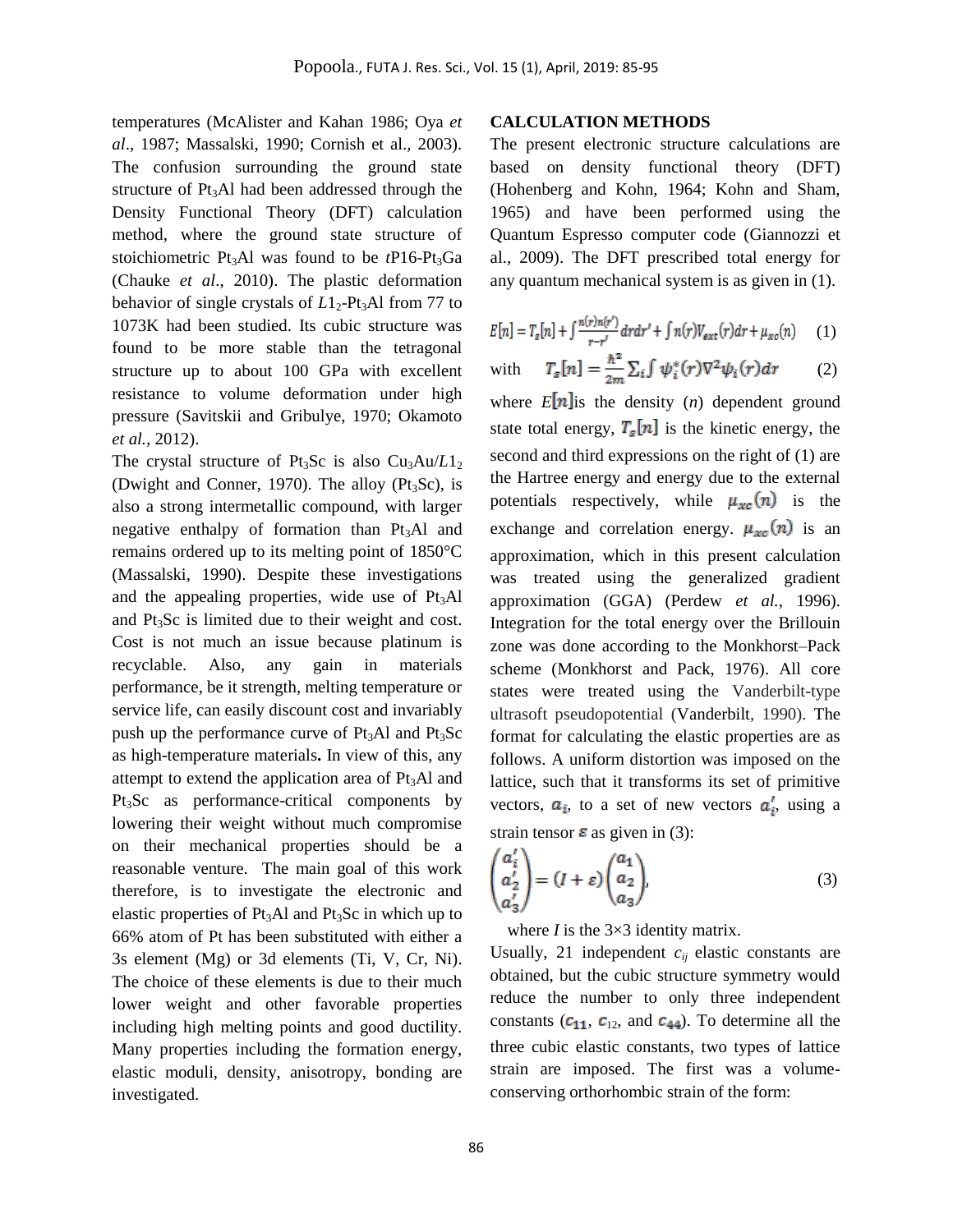temperatures (McAlister and Kahan 1986; Oya *et al*., 1987; Massalski, 1990; Cornish et al., 2003). The confusion surrounding the ground state structure of $Pt_3Al$ had been addressed through the Density Functional Theory (DFT) calculation method, where the ground state structure of stoichiometric $Pt_3Al$ was found to be *t*P16-$Pt_3Ga$ (Chauke *et al*., 2010). The plastic deformation behavior of single crystals of $L1_2$-$Pt_3Al$ from 77 to 1073K had been studied. Its cubic structure was found to be more stable than the tetragonal structure up to about 100 GPa with excellent resistance to volume deformation under high pressure (Savitskii and Gribulye, 1970; Okamoto *et al.*, 2012).

The crystal structure of $Pt_3Sc$ is also $Cu_3Au$/$L1_2$ (Dwight and Conner, 1970). The alloy ($Pt_3Sc$), is also a strong intermetallic compound, with larger negative enthalpy of formation than $Pt_3Al$ and remains ordered up to its melting point of 1850°C (Massalski, 1990). Despite these investigations and the appealing properties, wide use of $Pt_3Al$ and $Pt_3Sc$ is limited due to their weight and cost. Cost is not much an issue because platinum is recyclable. Also, any gain in materials performance, be it strength, melting temperature or service life, can easily discount cost and invariably push up the performance curve of $Pt_3Al$ and $Pt_3Sc$ as high-temperature materials**.** In view of this, any attempt to extend the application area of $Pt_3Al$ and $Pt_3Sc$ as performance-critical components by lowering their weight without much compromise on their mechanical properties should be a reasonable venture. The main goal of this work therefore, is to investigate the electronic and elastic properties of $Pt_3Al$ and $Pt_3Sc$ in which up to 66% atom of Pt has been substituted with either a 3s element (Mg) or 3d elements (Ti, V, Cr, Ni). The choice of these elements is due to their much lower weight and other favorable properties including high melting points and good ductility. Many properties including the formation energy, elastic moduli, density, anisotropy, bonding are investigated.

## CALCULATION METHODS

The present electronic structure calculations are based on density functional theory (DFT) (Hohenberg and Kohn, 1964; Kohn and Sham, 1965) and have been performed using the Quantum Espresso computer code (Giannozzi et al., 2009). The DFT prescribed total energy for any quantum mechanical system is as given in (1).

$$E[n] = T_s[n] + \int \frac{n(r)n(r')}{r-r'} dr dr' + \int n(r) V_{ext}(r) dr + \mu_{xc}(n) \quad (1)$$

with $$T_s[n] = \frac{\hbar^2}{2m} \sum_i \int \psi_i^*(r) \nabla^2 \psi_i(r) dr \quad (2)$$

where $E[n]$is the density ($n$) dependent ground state total energy, $T_s[n]$ is the kinetic energy, the second and third expressions on the right of (1) are the Hartree energy and energy due to the external potentials respectively, while $\mu_{xc}(n)$ is the exchange and correlation energy. $\mu_{xc}(n)$ is an approximation, which in this present calculation was treated using the generalized gradient approximation (GGA) (Perdew *et al.,* 1996). Integration for the total energy over the Brillouin zone was done according to the Monkhorst–Pack scheme (Monkhorst and Pack, 1976). All core states were treated using the Vanderbilt-type ultrasoft pseudopotential (Vanderbilt, 1990). The format for calculating the elastic properties are as follows. A uniform distortion was imposed on the lattice, such that it transforms its set of primitive vectors, $a_i$, to a set of new vectors $a_i'$, using a strain tensor $\varepsilon$ as given in (3):

$$\begin{pmatrix} a_i' \\ a_2' \\ a_3' \end{pmatrix} = (I + \varepsilon) \begin{pmatrix} a_1 \\ a_2 \\ a_3 \end{pmatrix}, \quad (3)$$

where $I$ is the 3×3 identity matrix.

Usually, 21 independent $c_{ij}$ elastic constants are obtained, but the cubic structure symmetry would reduce the number to only three independent constants ($c_{11}$, $c_{12}$, and $c_{44}$). To determine all the three cubic elastic constants, two types of lattice strain are imposed. The first was a volume-conserving orthorhombic strain of the form: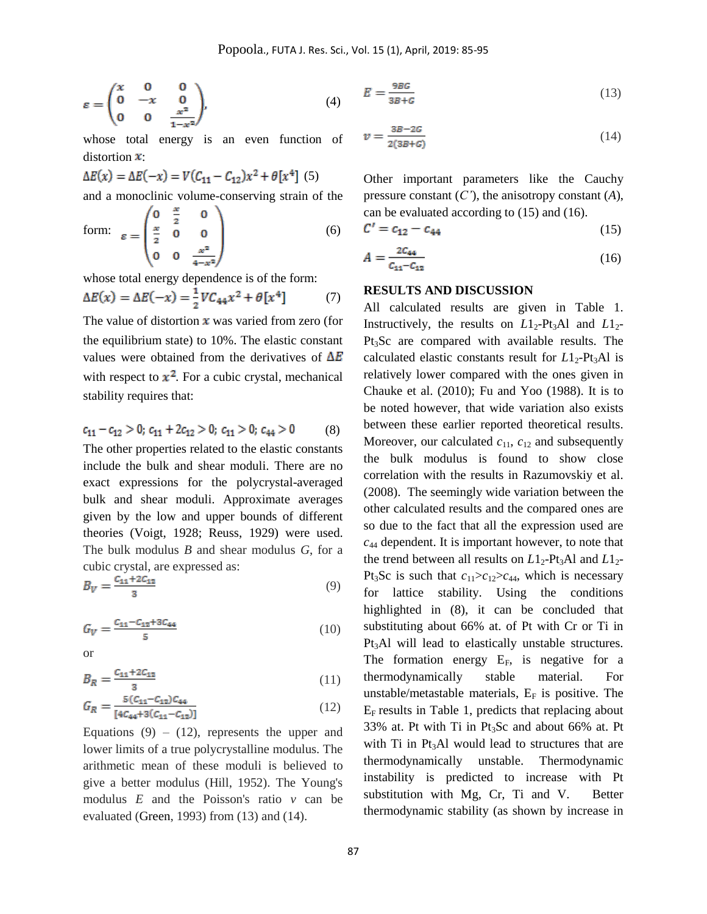$$\varepsilon = \begin{pmatrix} x & 0 & 0 \\ 0 & -x & 0 \\ 0 & 0 & \frac{x^2}{1-x^2} \end{pmatrix}, \quad (4)$$

whose total energy is an even function of distortion $x$:

$$\Delta E(x) = \Delta E(-x) = V(C_{11} - C_{12})x^2 + \theta[x^4] \quad (5)$$

and a monoclinic volume-conserving strain of the form:

$$\varepsilon = \begin{pmatrix} 0 & \frac{x}{2} & 0 \\ \frac{x}{2} & 0 & 0 \\ 0 & 0 & \frac{x^2}{4-x^2} \end{pmatrix} \quad (6)$$

whose total energy dependence is of the form:

$$\Delta E(x) = \Delta E(-x) = \frac{1}{2}VC_{44}x^2 + \theta[x^4] \quad (7)$$

The value of distortion $x$ was varied from zero (for the equilibrium state) to 10%. The elastic constant values were obtained from the derivatives of $\Delta E$ with respect to $x^2$. For a cubic crystal, mechanical stability requires that:

$$c_{11} - c_{12} > 0;\ c_{11} + 2c_{12} > 0;\ c_{11} > 0;\ c_{44} > 0 \quad (8)$$

The other properties related to the elastic constants include the bulk and shear moduli. There are no exact expressions for the polycrystal-averaged bulk and shear moduli. Approximate averages given by the low and upper bounds of different theories (Voigt, 1928; Reuss, 1929) were used. The bulk modulus $B$ and shear modulus $G$, for a cubic crystal, are expressed as:

$$B_V = \frac{C_{11} + 2C_{12}}{3} \quad (9)$$

$$G_V = \frac{C_{11} - C_{12} + 3C_{44}}{5} \quad (10)$$

or

$$B_R = \frac{C_{11} + 2C_{12}}{3} \quad (11)$$

$$G_R = \frac{5(C_{11} - C_{12})C_{44}}{[4C_{44} + 3(C_{11} - C_{12})]} \quad (12)$$

Equations (9) – (12), represents the upper and lower limits of a true polycrystalline modulus. The arithmetic mean of these moduli is believed to give a better modulus (Hill, 1952). The Young's modulus $E$ and the Poisson's ratio $v$ can be evaluated (Green, 1993) from (13) and (14).

$$E = \frac{9BG}{3B + G} \quad (13)$$

$$v = \frac{3B - 2G}{2(3B + G)} \quad (14)$$

Other important parameters like the Cauchy pressure constant ($C'$), the anisotropy constant ($A$), can be evaluated according to (15) and (16).

$$C' = c_{12} - c_{44} \quad (15)$$

$$A = \frac{2C_{44}}{C_{11} - C_{12}} \quad (16)$$

## RESULTS AND DISCUSSION

All calculated results are given in Table 1. Instructively, the results on $L1_2$-$Pt_3Al$ and $L1_2$-$Pt_3Sc$ are compared with available results. The calculated elastic constants result for $L1_2$-$Pt_3Al$ is relatively lower compared with the ones given in Chauke et al. (2010); Fu and Yoo (1988). It is to be noted however, that wide variation also exists between these earlier reported theoretical results. Moreover, our calculated $c_{11}$, $c_{12}$ and subsequently the bulk modulus is found to show close correlation with the results in Razumovskiy et al. (2008). The seemingly wide variation between the other calculated results and the compared ones are so due to the fact that all the expression used are $c_{44}$ dependent. It is important however, to note that the trend between all results on $L1_2$-$Pt_3Al$ and $L1_2$-$Pt_3Sc$ is such that $c_{11} > c_{12} > c_{44}$, which is necessary for lattice stability. Using the conditions highlighted in (8), it can be concluded that substituting about 66% at. of Pt with Cr or Ti in $Pt_3Al$ will lead to elastically unstable structures. The formation energy $E_F$, is negative for a thermodynamically stable material. For unstable/metastable materials, $E_F$ is positive. The $E_F$ results in Table 1, predicts that replacing about 33% at. Pt with Ti in $Pt_3Sc$ and about 66% at. Pt with Ti in $Pt_3Al$ would lead to structures that are thermodynamically unstable. Thermodynamic instability is predicted to increase with Pt substitution with Mg, Cr, Ti and V. Better thermodynamic stability (as shown by increase in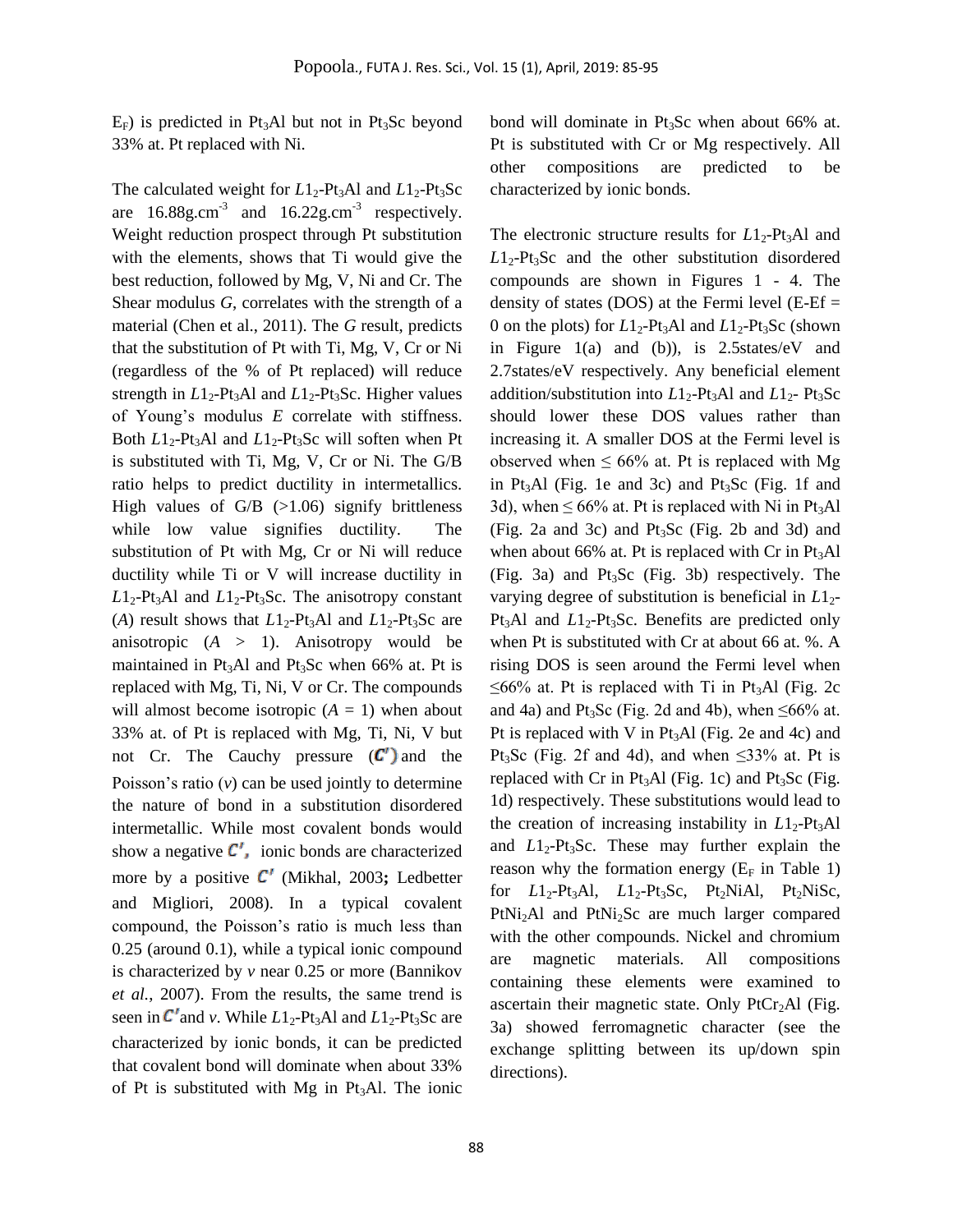$E_F$) is predicted in $Pt_3Al$ but not in $Pt_3Sc$ beyond 33% at. Pt replaced with Ni.

The calculated weight for $L1_2$-$Pt_3Al$ and $L1_2$-$Pt_3Sc$ are $16.88g.cm^{-3}$ and $16.22g.cm^{-3}$ respectively. Weight reduction prospect through Pt substitution with the elements, shows that Ti would give the best reduction, followed by Mg, V, Ni and Cr. The Shear modulus *G*, correlates with the strength of a material (Chen et al., 2011). The *G* result, predicts that the substitution of Pt with Ti, Mg, V, Cr or Ni (regardless of the % of Pt replaced) will reduce strength in $L1_2$-$Pt_3Al$ and $L1_2$-$Pt_3Sc$. Higher values of Young's modulus *E* correlate with stiffness. Both $L1_2$-$Pt_3Al$ and $L1_2$-$Pt_3Sc$ will soften when Pt is substituted with Ti, Mg, V, Cr or Ni. The G/B ratio helps to predict ductility in intermetallics. High values of G/B (>1.06) signify brittleness while low value signifies ductility. The substitution of Pt with Mg, Cr or Ni will reduce ductility while Ti or V will increase ductility in $L1_2$-$Pt_3Al$ and $L1_2$-$Pt_3Sc$. The anisotropy constant (*A*) result shows that $L1_2$-$Pt_3Al$ and $L1_2$-$Pt_3Sc$ are anisotropic ($A > 1$). Anisotropy would be maintained in $Pt_3Al$ and $Pt_3Sc$ when 66% at. Pt is replaced with Mg, Ti, Ni, V or Cr. The compounds will almost become isotropic ($A = 1$) when about 33% at. of Pt is replaced with Mg, Ti, Ni, V but not Cr. The Cauchy pressure ($C''$) and the Poisson's ratio ($v$) can be used jointly to determine the nature of bond in a substitution disordered intermetallic. While most covalent bonds would show a negative $C'$, ionic bonds are characterized more by a positive $C'$ (Mikhal, 2003; Ledbetter and Migliori, 2008). In a typical covalent compound, the Poisson's ratio is much less than 0.25 (around 0.1), while a typical ionic compound is characterized by $v$ near 0.25 or more (Bannikov *et al.*, 2007). From the results, the same trend is seen in $C'$ and $v$. While $L1_2$-$Pt_3Al$ and $L1_2$-$Pt_3Sc$ are characterized by ionic bonds, it can be predicted that covalent bond will dominate when about 33% of Pt is substituted with Mg in $Pt_3Al$. The ionic bond will dominate in $Pt_3Sc$ when about 66% at. Pt is substituted with Cr or Mg respectively. All other compositions are predicted to be characterized by ionic bonds.

The electronic structure results for $L1_2$-$Pt_3Al$ and $L1_2$-$Pt_3Sc$ and the other substitution disordered compounds are shown in Figures 1 - 4. The density of states (DOS) at the Fermi level (E-Ef = 0 on the plots) for $L1_2$-$Pt_3Al$ and $L1_2$-$Pt_3Sc$ (shown in Figure 1(a) and (b)), is 2.5states/eV and 2.7states/eV respectively. Any beneficial element addition/substitution into $L1_2$-$Pt_3Al$ and $L1_2$- $Pt_3Sc$ should lower these DOS values rather than increasing it. A smaller DOS at the Fermi level is observed when $\leq 66\%$ at. Pt is replaced with Mg in $Pt_3Al$ (Fig. 1e and 3c) and $Pt_3Sc$ (Fig. 1f and 3d), when $\leq 66\%$ at. Pt is replaced with Ni in $Pt_3Al$ (Fig. 2a and 3c) and $Pt_3Sc$ (Fig. 2b and 3d) and when about 66% at. Pt is replaced with Cr in $Pt_3Al$ (Fig. 3a) and $Pt_3Sc$ (Fig. 3b) respectively. The varying degree of substitution is beneficial in $L1_2$-$Pt_3Al$ and $L1_2$-$Pt_3Sc$. Benefits are predicted only when Pt is substituted with Cr at about 66 at. %. A rising DOS is seen around the Fermi level when $\leq 66\%$ at. Pt is replaced with Ti in $Pt_3Al$ (Fig. 2c and 4a) and $Pt_3Sc$ (Fig. 2d and 4b), when $\leq 66\%$ at. Pt is replaced with V in $Pt_3Al$ (Fig. 2e and 4c) and $Pt_3Sc$ (Fig. 2f and 4d), and when $\leq 33\%$ at. Pt is replaced with Cr in $Pt_3Al$ (Fig. 1c) and $Pt_3Sc$ (Fig. 1d) respectively. These substitutions would lead to the creation of increasing instability in $L1_2$-$Pt_3Al$ and $L1_2$-$Pt_3Sc$. These may further explain the reason why the formation energy ($E_F$ in Table 1) for $L1_2$-$Pt_3Al$, $L1_2$-$Pt_3Sc$, $Pt_2NiAl$, $Pt_2NiSc$, $PtNi_2Al$ and $PtNi_2Sc$ are much larger compared with the other compounds. Nickel and chromium are magnetic materials. All compositions containing these elements were examined to ascertain their magnetic state. Only $PtCr_2Al$ (Fig. 3a) showed ferromagnetic character (see the exchange splitting between its up/down spin directions).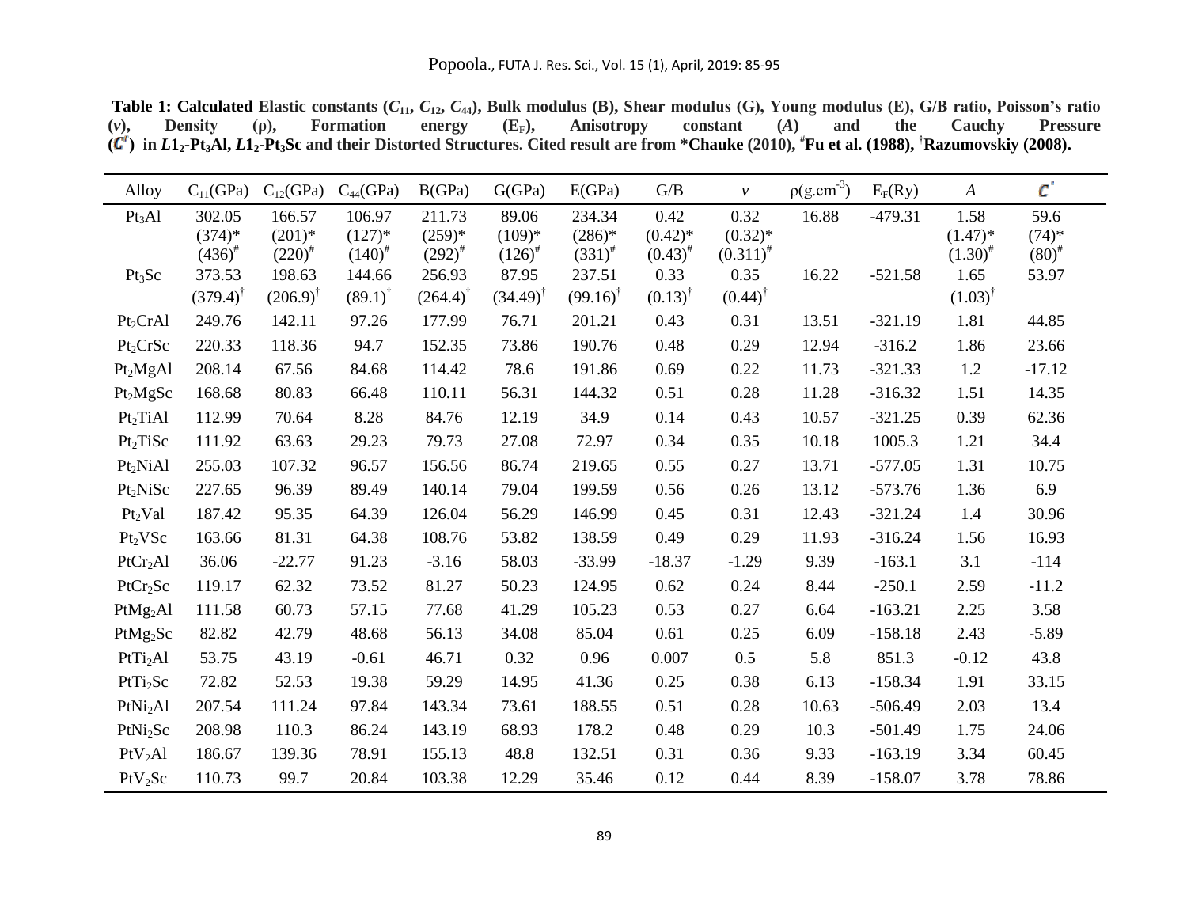**Table 1: Calculated Elastic constants ($C_{11}$, $C_{12}$, $C_{44}$), Bulk modulus (B), Shear modulus (G), Young modulus (E), G/B ratio, Poisson's ratio ($v$), Density (ρ), Formation energy ($E_F$), Anisotropy constant ($A$) and the Cauchy Pressure ($C''$) in $L1_2$-$Pt_3Al$, $L1_2$-$Pt_3Sc$ and their Distorted Structures. Cited result are from *Chauke (2010), #Fu et al. (1988), †Razumovskiy (2008).**

| Alloy | $C_{11}$(GPa) | $C_{12}$(GPa) | $C_{44}$(GPa) | B(GPa) | G(GPa) | E(GPa) | G/B | $v$ | ρ(g.cm$^{-3}$) | $E_F$(Ry) | $A$ | $C''$ |
|---|---|---|---|---|---|---|---|---|---|---|---|---|
| $Pt_3Al$ | 302.05 (374)* (436)# | 166.57 (201)* (220)# | 106.97 (127)* (140)# | 211.73 (259)* (292)# | 89.06 (109)* (126)# | 234.34 (286)* (331)# | 0.42 (0.42)* (0.43)# | 0.32 (0.32)* (0.311)# | 16.88 | -479.31 | 1.58 (1.47)* (1.30)# | 59.6 (74)* (80)# |
| $Pt_3Sc$ | 373.53 (379.4)† | 198.63 (206.9)† | 144.66 (89.1)† | 256.93 (264.4)† | 87.95 (34.49)† | 237.51 (99.16)† | 0.33 (0.13)† | 0.35 (0.44)† | 16.22 | -521.58 | 1.65 (1.03)† | 53.97 |
| $Pt_2CrAl$ | 249.76 | 142.11 | 97.26 | 177.99 | 76.71 | 201.21 | 0.43 | 0.31 | 13.51 | -321.19 | 1.81 | 44.85 |
| $Pt_2CrSc$ | 220.33 | 118.36 | 94.7 | 152.35 | 73.86 | 190.76 | 0.48 | 0.29 | 12.94 | -316.2 | 1.86 | 23.66 |
| $Pt_2MgAl$ | 208.14 | 67.56 | 84.68 | 114.42 | 78.6 | 191.86 | 0.69 | 0.22 | 11.73 | -321.33 | 1.2 | -17.12 |
| $Pt_2MgSc$ | 168.68 | 80.83 | 66.48 | 110.11 | 56.31 | 144.32 | 0.51 | 0.28 | 11.28 | -316.32 | 1.51 | 14.35 |
| $Pt_2TiAl$ | 112.99 | 70.64 | 8.28 | 84.76 | 12.19 | 34.9 | 0.14 | 0.43 | 10.57 | -321.25 | 0.39 | 62.36 |
| $Pt_2TiSc$ | 111.92 | 63.63 | 29.23 | 79.73 | 27.08 | 72.97 | 0.34 | 0.35 | 10.18 | 1005.3 | 1.21 | 34.4 |
| $Pt_2NiAl$ | 255.03 | 107.32 | 96.57 | 156.56 | 86.74 | 219.65 | 0.55 | 0.27 | 13.71 | -577.05 | 1.31 | 10.75 |
| $Pt_2NiSc$ | 227.65 | 96.39 | 89.49 | 140.14 | 79.04 | 199.59 | 0.56 | 0.26 | 13.12 | -573.76 | 1.36 | 6.9 |
| $Pt_2Val$ | 187.42 | 95.35 | 64.39 | 126.04 | 56.29 | 146.99 | 0.45 | 0.31 | 12.43 | -321.24 | 1.4 | 30.96 |
| $Pt_2VSc$ | 163.66 | 81.31 | 64.38 | 108.76 | 53.82 | 138.59 | 0.49 | 0.29 | 11.93 | -316.24 | 1.56 | 16.93 |
| $PtCr_2Al$ | 36.06 | -22.77 | 91.23 | -3.16 | 58.03 | -33.99 | -18.37 | -1.29 | 9.39 | -163.1 | 3.1 | -114 |
| $PtCr_2Sc$ | 119.17 | 62.32 | 73.52 | 81.27 | 50.23 | 124.95 | 0.62 | 0.24 | 8.44 | -250.1 | 2.59 | -11.2 |
| $PtMg_2Al$ | 111.58 | 60.73 | 57.15 | 77.68 | 41.29 | 105.23 | 0.53 | 0.27 | 6.64 | -163.21 | 2.25 | 3.58 |
| $PtMg_2Sc$ | 82.82 | 42.79 | 48.68 | 56.13 | 34.08 | 85.04 | 0.61 | 0.25 | 6.09 | -158.18 | 2.43 | -5.89 |
| $PtTi_2Al$ | 53.75 | 43.19 | -0.61 | 46.71 | 0.32 | 0.96 | 0.007 | 0.5 | 5.8 | 851.3 | -0.12 | 43.8 |
| $PtTi_2Sc$ | 72.82 | 52.53 | 19.38 | 59.29 | 14.95 | 41.36 | 0.25 | 0.38 | 6.13 | -158.34 | 1.91 | 33.15 |
| $PtNi_2Al$ | 207.54 | 111.24 | 97.84 | 143.34 | 73.61 | 188.55 | 0.51 | 0.28 | 10.63 | -506.49 | 2.03 | 13.4 |
| $PtNi_2Sc$ | 208.98 | 110.3 | 86.24 | 143.19 | 68.93 | 178.2 | 0.48 | 0.29 | 10.3 | -501.49 | 1.75 | 24.06 |
| $PtV_2Al$ | 186.67 | 139.36 | 78.91 | 155.13 | 48.8 | 132.51 | 0.31 | 0.36 | 9.33 | -163.19 | 3.34 | 60.45 |
| $PtV_2Sc$ | 110.73 | 99.7 | 20.84 | 103.38 | 12.29 | 35.46 | 0.12 | 0.44 | 8.39 | -158.07 | 3.78 | 78.86 |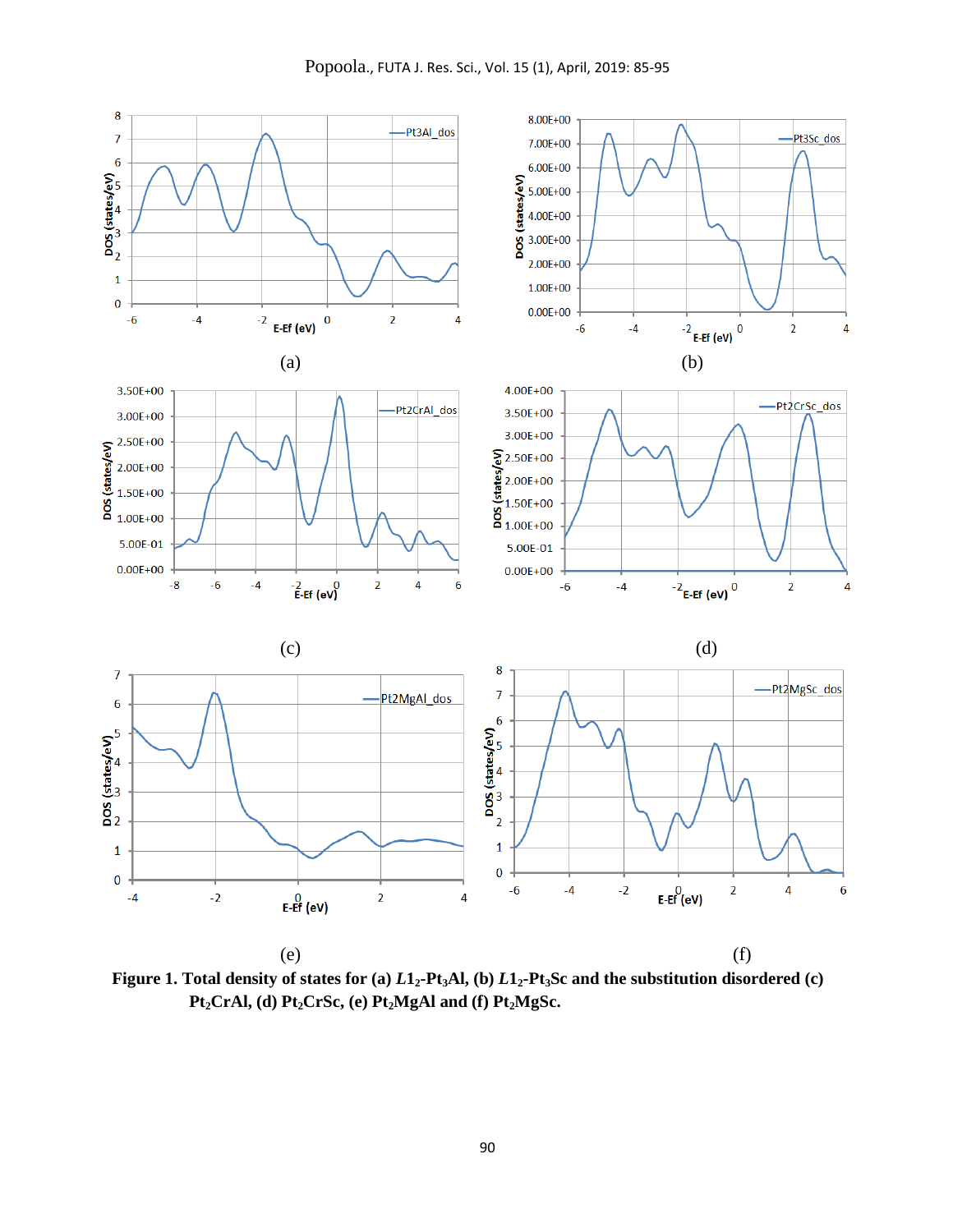8
7
6
5
4
3
2
1
0
DOS (states/eV)
-6 -4 -2 0 2 4
E-Ef (eV)
Pt3Al_dos

(a)

8.00E+00
7.00E+00
6.00E+00
5.00E+00
4.00E+00
3.00E+00
2.00E+00
1.00E+00
0.00E+00
DOS (states/eV)
-6 -4 -2 0 2 4
E-Ef (eV)
Pt3Sc_dos

(b)

3.50E+00
3.00E+00
2.50E+00
2.00E+00
1.50E+00
1.00E+00
5.00E-01
0.00E+00
DOS (states/eV)
-8 -6 -4 -2 0 2 4 6
E-Ef (eV)
Pt2CrAl_dos

(c)

4.00E+00
3.50E+00
3.00E+00
2.50E+00
2.00E+00
1.50E+00
1.00E+00
5.00E-01
0.00E+00
DOS (states/eV)
-6 -4 -2 0 2 4
E-Ef (eV)
Pt2CrSc_dos

(d)

7
6
5
4
3
2
1
0
DOS (states/eV)
-4 -2 0 2 4
E-Ef (eV)
Pt2MgAl_dos

(e)

8
7
6
5
4
3
2
1
0
DOS (states/eV)
-6 -4 -2 0 2 4 6
E-Ef (eV)
Pt2MgSc_dos

(f)

**Figure 1. Total density of states for (a) *L*$1_2$-$Pt_3Al$, (b) *L*$1_2$-$Pt_3Sc$ and the substitution disordered (c) $Pt_2CrAl$, (d) $Pt_2CrSc$, (e) $Pt_2MgAl$ and (f) $Pt_2MgSc$.**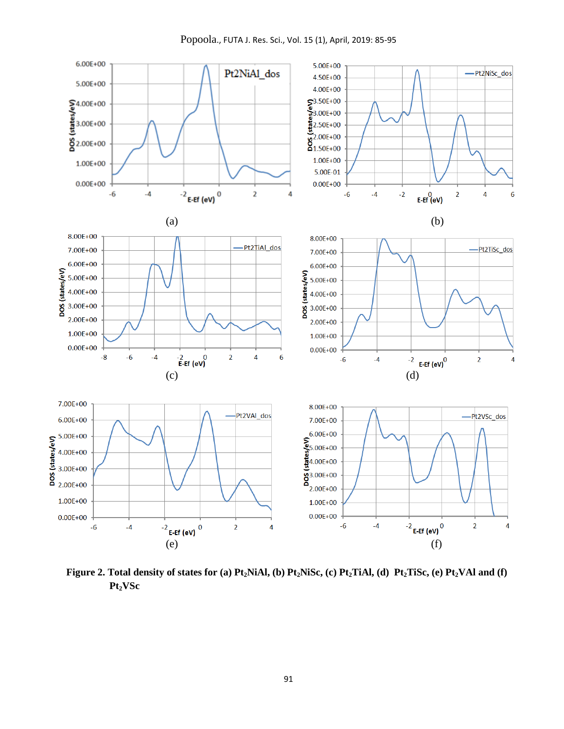Pt2NiAl_dos

DOS (states/eV)

6.00E+00
5.00E+00
4.00E+00
3.00E+00
2.00E+00
1.00E+00
0.00E+00

-6 -4 -2 0 2 4

E-Ef (eV)

(a)

Pt2NiSc_dos

DOS (states/eV)

5.00E+00
4.50E+00
4.00E+00
3.50E+00
3.00E+00
2.50E+00
2.00E+00
1.50E+00
1.00E+00
5.00E-01
0.00E+00

-6 -4 -2 0 2 4 6

E-Ef (eV)

(b)

Pt2TiAl_dos

DOS (states/eV)

8.00E+00
7.00E+00
6.00E+00
5.00E+00
4.00E+00
3.00E+00
2.00E+00
1.00E+00
0.00E+00

-8 -6 -4 -2 0 2 4 6

E-Ef (eV)

(c)

Pt2TiSc_dos

DOS (states/eV)

8.00E+00
7.00E+00
6.00E+00
5.00E+00
4.00E+00
3.00E+00
2.00E+00
1.00E+00
0.00E+00

-6 -4 -2 0 2 4

E-Ef (eV)

(d)

Pt2VAl_dos

DOS (states/eV)

7.00E+00
6.00E+00
5.00E+00
4.00E+00
3.00E+00
2.00E+00
1.00E+00
0.00E+00

-6 -4 -2 0 2 4

E-Ef (eV)

(e)

Pt2VSc_dos

DOS (states/eV)

8.00E+00
7.00E+00
6.00E+00
5.00E+00
4.00E+00
3.00E+00
2.00E+00
1.00E+00
0.00E+00

-6 -4 -2 0 2 4

E-Ef (eV)

(f)

**Figure 2. Total density of states for (a) $Pt_2NiAl$, (b) $Pt_2NiSc$, (c) $Pt_2TiAl$, (d) $Pt_2TiSc$, (e) $Pt_2VAl$ and (f) $Pt_2VSc$**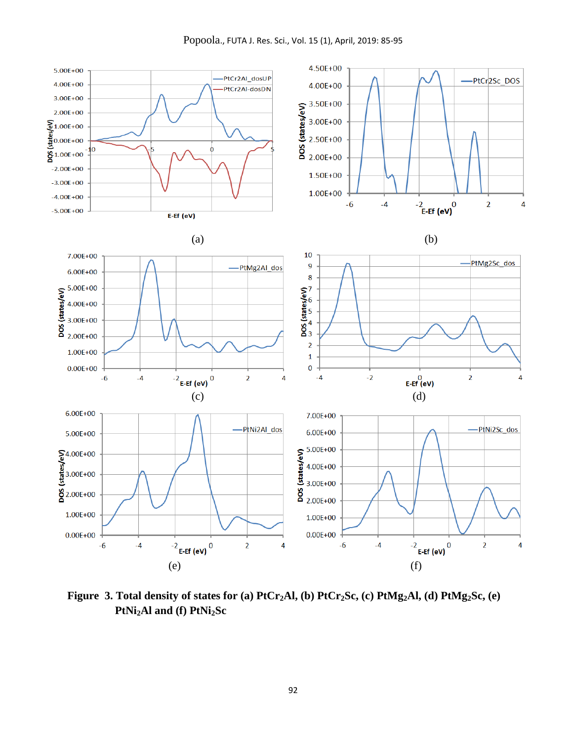(a)

PtCr2Al_dosUP
PtCr2Al-dosDN
DOS (states/eV)
E-Ef (eV)
5.00E+00
4.00E+00
3.00E+00
2.00E+00
1.00E+00
0.00E+00
-1.00E+00
-2.00E+00
-3.00E+00
-4.00E+00
-5.00E+00
-10 -5 0 5

(b)

PtCr2Sc_DOS
DOS (states/eV)
E-Ef (eV)
4.50E+00
4.00E+00
3.50E+00
3.00E+00
2.50E+00
2.00E+00
1.50E+00
1.00E+00
-6 -4 -2 0 2 4

(c)

PtMg2Al_dos
DOS (states/eV)
E-Ef (eV)
7.00E+00
6.00E+00
5.00E+00
4.00E+00
3.00E+00
2.00E+00
1.00E+00
0.00E+00
-6 -4 -2 0 2 4

(d)

PtMg2Sc_dos
DOS (states/eV)
E-Ef (eV)
10
9
8
7
6
5
4
3
2
1
0
-4 -2 0 2 4

(e)

PtNi2Al_dos
DOS (states/eV)
E-Ef (eV)
6.00E+00
5.00E+00
4.00E+00
3.00E+00
2.00E+00
1.00E+00
0.00E+00
-6 -4 -2 0 2 4

(f)

PtNi2Sc_dos
DOS (states/eV)
E-Ef (eV)
7.00E+00
6.00E+00
5.00E+00
4.00E+00
3.00E+00
2.00E+00
1.00E+00
0.00E+00
-6 -4 -2 0 2 4

**Figure 3. Total density of states for (a) $PtCr_2Al$, (b) $PtCr_2Sc$, (c) $PtMg_2Al$, (d) $PtMg_2Sc$, (e) $PtNi_2Al$ and (f) $PtNi_2Sc$**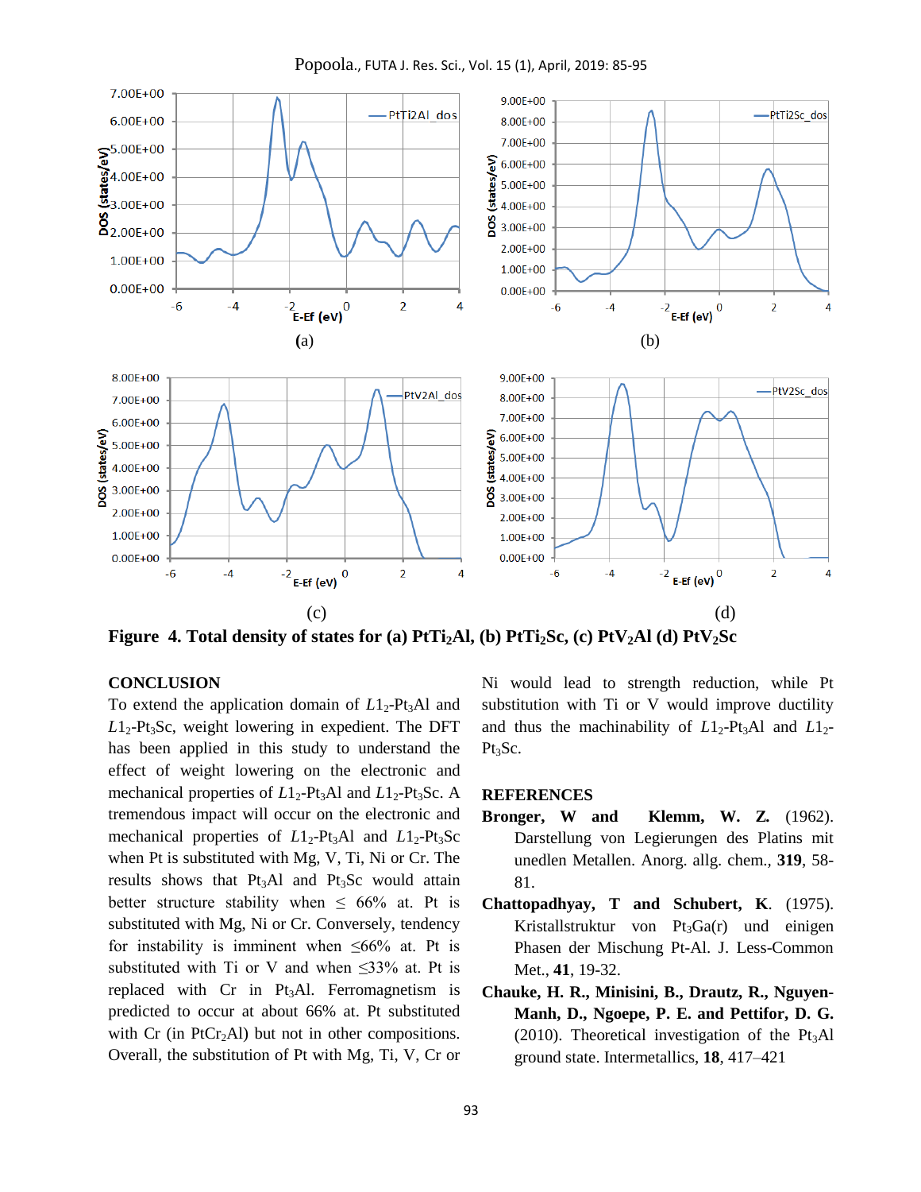7.00E+00
6.00E+00
5.00E+00
4.00E+00
3.00E+00
2.00E+00
1.00E+00
0.00E+00
DOS (states/eV)
PtTi2Al_dos
-6 -4 -2 0 2 4
E-Ef (eV)

(a)

9.00E+00
8.00E+00
7.00E+00
6.00E+00
5.00E+00
4.00E+00
3.00E+00
2.00E+00
1.00E+00
0.00E+00
DOS (states/eV)
PtTi2Sc_dos
-6 -4 -2 0 2 4
E-Ef (eV)

(b)

8.00E+00
7.00E+00
6.00E+00
5.00E+00
4.00E+00
3.00E+00
2.00E+00
1.00E+00
0.00E+00
DOS (states/eV)
PtV2Al_dos
-6 -4 -2 0 2 4
E-Ef (eV)

(c)

9.00E+00
8.00E+00
7.00E+00
6.00E+00
5.00E+00
4.00E+00
3.00E+00
2.00E+00
1.00E+00
0.00E+00
DOS (states/eV)
PtV2Sc_dos
-6 -4 -2 0 2 4
E-Ef (eV)

(d)

**Figure 4. Total density of states for (a) $PtTi_2Al$, (b) $PtTi_2Sc$, (c) $PtV_2Al$ (d) $PtV_2Sc$**

## CONCLUSION

To extend the application domain of $L1_2$-$Pt_3Al$ and $L1_2$-$Pt_3Sc$, weight lowering in expedient. The DFT has been applied in this study to understand the effect of weight lowering on the electronic and mechanical properties of $L1_2$-$Pt_3Al$ and $L1_2$-$Pt_3Sc$. A tremendous impact will occur on the electronic and mechanical properties of $L1_2$-$Pt_3Al$ and $L1_2$-$Pt_3Sc$ when Pt is substituted with Mg, V, Ti, Ni or Cr. The results shows that $Pt_3Al$ and $Pt_3Sc$ would attain better structure stability when $\leq$ 66% at. Pt is substituted with Mg, Ni or Cr. Conversely, tendency for instability is imminent when $\leq$66% at. Pt is substituted with Ti or V and when $\leq$33% at. Pt is replaced with Cr in $Pt_3Al$. Ferromagnetism is predicted to occur at about 66% at. Pt substituted with Cr (in $PtCr_2Al$) but not in other compositions. Overall, the substitution of Pt with Mg, Ti, V, Cr or Ni would lead to strength reduction, while Pt substitution with Ti or V would improve ductility and thus the machinability of $L1_2$-$Pt_3Al$ and $L1_2$-$Pt_3Sc$.

## REFERENCES

**Bronger, W and Klemm, W. Z.** (1962). Darstellung von Legierungen des Platins mit unedlen Metallen. Anorg. allg. chem., **319**, 58-81.

**Chattopadhyay, T and Schubert, K**. (1975). Kristallstruktur von $Pt_3Ga(r)$ und einigen Phasen der Mischung Pt-Al. J. Less-Common Met., **41**, 19-32.

**Chauke, H. R., Minisini, B., Drautz, R., Nguyen-Manh, D., Ngoepe, P. E. and Pettifor, D. G.** (2010). Theoretical investigation of the $Pt_3Al$ ground state. Intermetallics, **18**, 417–421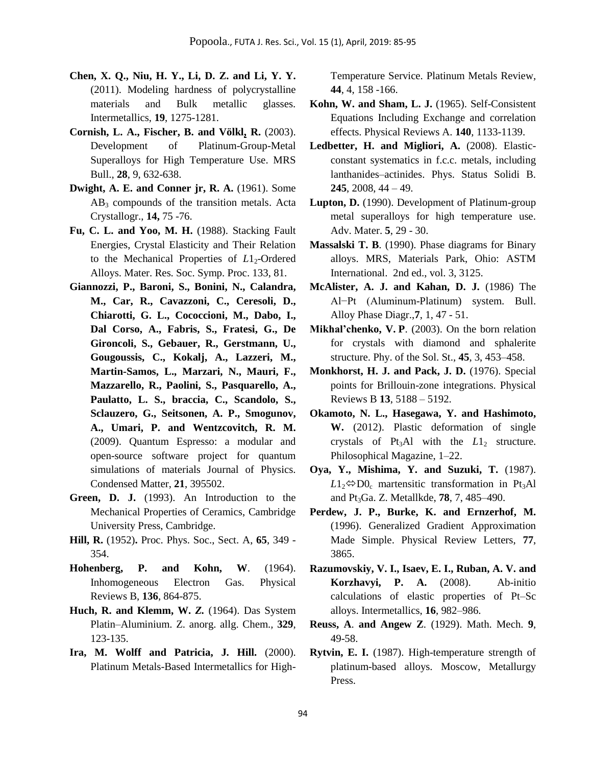**Chen, X. Q., Niu, H. Y., Li, D. Z. and Li, Y. Y.** (2011). Modeling hardness of polycrystalline materials and Bulk metallic glasses. Intermetallics, **19**, 1275-1281.

**Cornish, L. A., Fischer, B. and Völkl, R.** (2003). Development of Platinum-Group-Metal Superalloys for High Temperature Use. MRS Bull., **28**, 9, 632-638.

**Dwight, A. E. and Conner jr, R. A.** (1961). Some $AB_3$ compounds of the transition metals. Acta Crystallogr., **14,** 75 -76.

**Fu, C. L. and Yoo, M. H.** (1988). Stacking Fault Energies, Crystal Elasticity and Their Relation to the Mechanical Properties of $L1_2$-Ordered Alloys. Mater. Res. Soc. Symp. Proc. 133, 81.

**Giannozzi, P., Baroni, S., Bonini, N., Calandra, M., Car, R., Cavazzoni, C., Ceresoli, D., Chiarotti, G. L., Cococcioni, M., Dabo, I., Dal Corso, A., Fabris, S., Fratesi, G., De Gironcoli, S., Gebauer, R., Gerstmann, U., Gougoussis, C., Kokalj, A., Lazzeri, M., Martin-Samos, L., Marzari, N., Mauri, F., Mazzarello, R., Paolini, S., Pasquarello, A., Paulatto, L. S., braccia, C., Scandolo, S., Sclauzero, G., Seitsonen, A. P., Smogunov, A., Umari, P. and Wentzcovitch, R. M.** (2009). Quantum Espresso: a modular and open-source software project for quantum simulations of materials Journal of Physics. Condensed Matter, **21**, 395502.

**Green, D. J.** (1993). An Introduction to the Mechanical Properties of Ceramics, Cambridge University Press, Cambridge.

**Hill, R.** (1952)**.** Proc. Phys. Soc., Sect. A, **65**, 349 - 354.

**Hohenberg, P. and Kohn, W**. (1964). Inhomogeneous Electron Gas. Physical Reviews B, **136**, 864-875.

**Huch, R. and Klemm, W. Z.** (1964). Das System Platin–Aluminium. Z. anorg. allg. Chem., **329**, 123-135.

**Ira, M. Wolff and Patricia, J. Hill.** (2000). Platinum Metals-Based Intermetallics for High-Temperature Service. Platinum Metals Review, **44**, 4, 158 -166.

**Kohn, W. and Sham, L. J.** (1965). Self-Consistent Equations Including Exchange and correlation effects. Physical Reviews A. **140**, 1133-1139.

**Ledbetter, H. and Migliori, A.** (2008). Elastic-constant systematics in f.c.c. metals, including lanthanides–actinides. Phys. Status Solidi B. **245**, 2008, 44 – 49.

**Lupton, D.** (1990). Development of Platinum-group metal superalloys for high temperature use. Adv. Mater. **5**, 29 - 30.

**Massalski T. B**. (1990). Phase diagrams for Binary alloys. MRS, Materials Park, Ohio: ASTM International. 2nd ed., vol. 3, 3125.

**McAlister, A. J. and Kahan, D. J.** (1986) The Al−Pt (Aluminum-Platinum) system. Bull. Alloy Phase Diagr.,**7**, 1, 47 - 51.

**Mikhal'chenko, V. P**. (2003). On the born relation for crystals with diamond and sphalerite structure. Phy. of the Sol. St., **45**, 3, 453–458.

**Monkhorst, H. J. and Pack, J. D.** (1976). Special points for Brillouin-zone integrations. Physical Reviews B **13**, 5188 – 5192.

**Okamoto, N. L., Hasegawa, Y. and Hashimoto, W.** (2012). Plastic deformation of single crystals of $Pt_3Al$ with the $L1_2$ structure. Philosophical Magazine, 1–22.

**Oya, Y., Mishima, Y. and Suzuki, T.** (1987). $L1_2 \Leftrightarrow D0_c$ martensitic transformation in $Pt_3Al$ and $Pt_3Ga$. Z. Metallkde, **78**, 7, 485–490.

**Perdew, J. P., Burke, K. and Ernzerhof, M.** (1996). Generalized Gradient Approximation Made Simple. Physical Review Letters, **77**, 3865.

**Razumovskiy, V. I., Isaev, E. I., Ruban, A. V. and Korzhavyi, P. A.** (2008). Ab-initio calculations of elastic properties of Pt–Sc alloys. Intermetallics, **16**, 982–986.

**Reuss, A**. **and Angew Z**. (1929). Math. Mech. **9**, 49-58.

**Rytvin, E. I.** (1987). High-temperature strength of platinum-based alloys. Moscow, Metallurgy Press.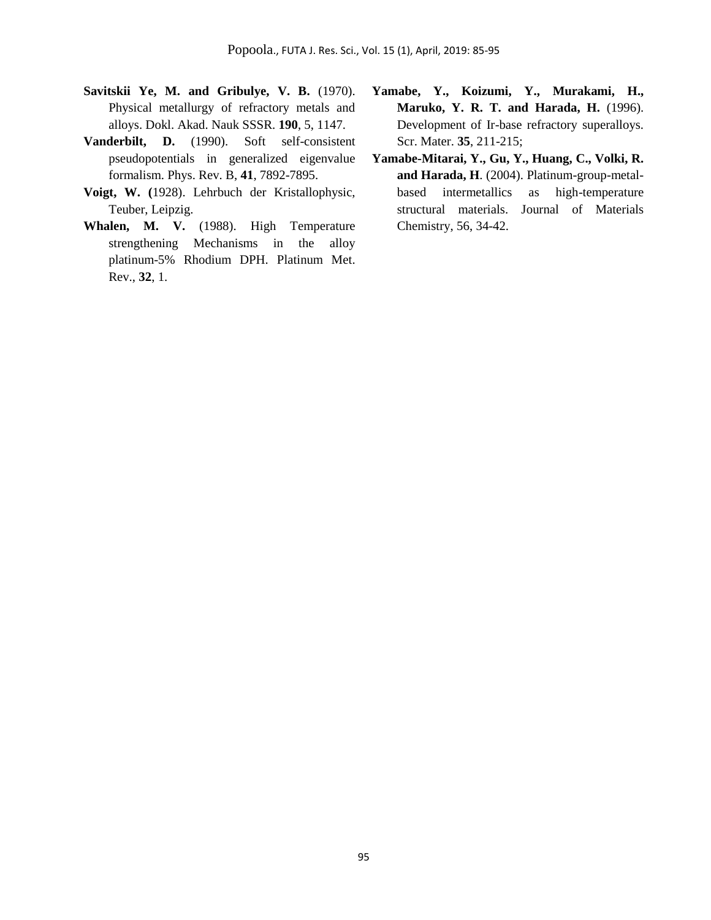**Savitskii Ye, M. and Gribulye, V. B.** (1970). Physical metallurgy of refractory metals and alloys. Dokl. Akad. Nauk SSSR. **190**, 5, 1147.

**Vanderbilt, D.** (1990). Soft self-consistent pseudopotentials in generalized eigenvalue formalism. Phys. Rev. B, **41**, 7892-7895.

**Voigt, W. (**1928). Lehrbuch der Kristallophysic, Teuber, Leipzig.

**Whalen, M. V.** (1988). High Temperature strengthening Mechanisms in the alloy platinum-5% Rhodium DPH. Platinum Met. Rev., **32**, 1.

**Yamabe, Y., Koizumi, Y., Murakami, H., Maruko, Y. R. T. and Harada, H.** (1996). Development of Ir-base refractory superalloys. Scr. Mater. **35**, 211-215;

**Yamabe-Mitarai, Y., Gu, Y., Huang, C., Volki, R. and Harada, H**. (2004). Platinum-group-metal-based intermetallics as high-temperature structural materials. Journal of Materials Chemistry, 56, 34-42.